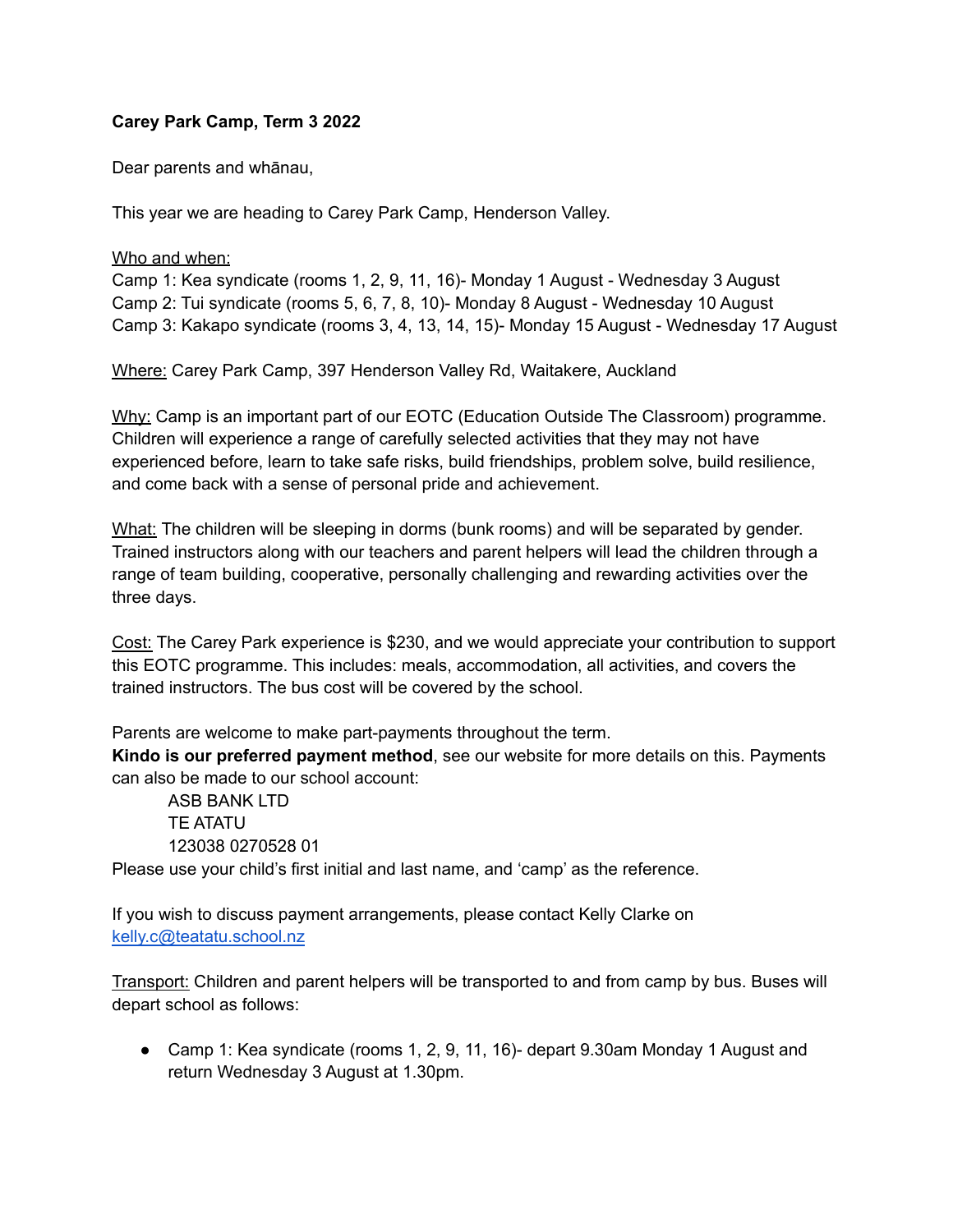**Carey Park Camp, Term 3 2022**

Dear parents and whānau,

This year we are heading to Carey Park Camp, Henderson Valley.

<u>Who and when:</u>
Camp 1: Kea syndicate (rooms 1, 2, 9, 11, 16)- Monday 1 August - Wednesday 3 August
Camp 2: Tui syndicate (rooms 5, 6, 7, 8, 10)- Monday 8 August - Wednesday 10 August
Camp 3: Kakapo syndicate (rooms 3, 4, 13, 14, 15)- Monday 15 August - Wednesday 17 August

<u>Where:</u> Carey Park Camp, 397 Henderson Valley Rd, Waitakere, Auckland

<u>Why:</u> Camp is an important part of our EOTC (Education Outside The Classroom) programme. Children will experience a range of carefully selected activities that they may not have experienced before, learn to take safe risks, build friendships, problem solve, build resilience, and come back with a sense of personal pride and achievement.

<u>What:</u> The children will be sleeping in dorms (bunk rooms) and will be separated by gender. Trained instructors along with our teachers and parent helpers will lead the children through a range of team building, cooperative, personally challenging and rewarding activities over the three days.

<u>Cost:</u> The Carey Park experience is $230, and we would appreciate your contribution to support this EOTC programme. This includes: meals, accommodation, all activities, and covers the trained instructors. The bus cost will be covered by the school.

Parents are welcome to make part-payments throughout the term.
**Kindo is our preferred payment method**, see our website for more details on this. Payments can also be made to our school account:

ASB BANK LTD
TE ATATU
123038 0270528 01

Please use your child's first initial and last name, and 'camp' as the reference.

If you wish to discuss payment arrangements, please contact Kelly Clarke on [kelly.c@teatatu.school.nz](mailto:kelly.c@teatatu.school.nz)

<u>Transport:</u> Children and parent helpers will be transported to and from camp by bus. Buses will depart school as follows:

- Camp 1: Kea syndicate (rooms 1, 2, 9, 11, 16)- depart 9.30am Monday 1 August and return Wednesday 3 August at 1.30pm.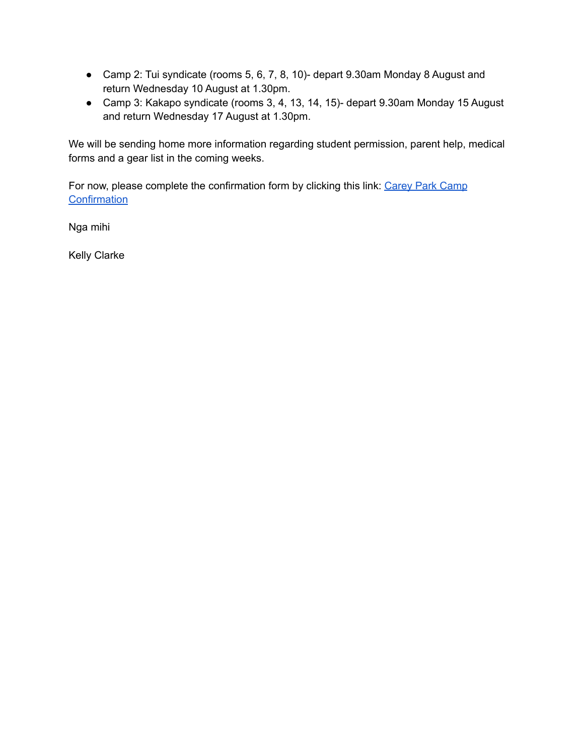- Camp 2: Tui syndicate (rooms 5, 6, 7, 8, 10)- depart 9.30am Monday 8 August and return Wednesday 10 August at 1.30pm.
- Camp 3: Kakapo syndicate (rooms 3, 4, 13, 14, 15)- depart 9.30am Monday 15 August and return Wednesday 17 August at 1.30pm.

We will be sending home more information regarding student permission, parent help, medical forms and a gear list in the coming weeks.

For now, please complete the confirmation form by clicking this link: Carey Park Camp Confirmation

Nga mihi

Kelly Clarke